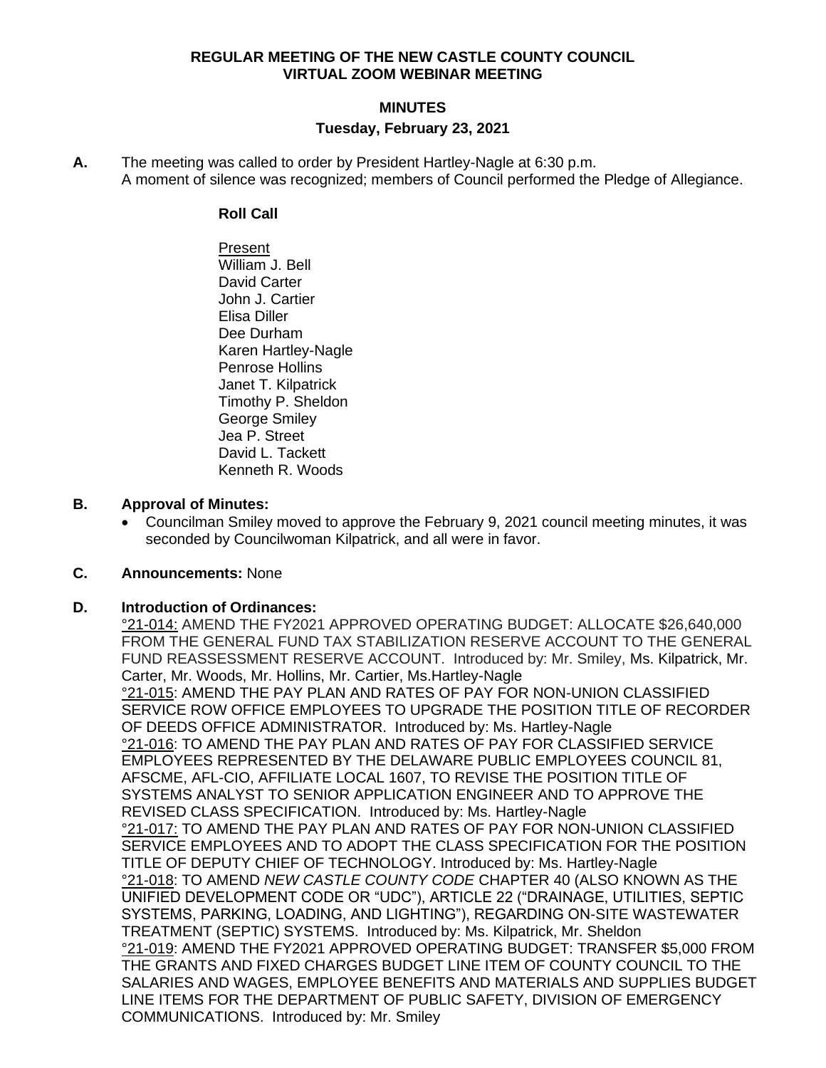**REGULAR MEETING OF THE NEW CASTLE COUNTY COUNCIL**
**VIRTUAL ZOOM WEBINAR MEETING**

**MINUTES**

**Tuesday, February 23, 2021**

**A.** The meeting was called to order by President Hartley-Nagle at 6:30 p.m.
A moment of silence was recognized; members of Council performed the Pledge of Allegiance.

**Roll Call**

Present
William J. Bell
David Carter
John J. Cartier
Elisa Diller
Dee Durham
Karen Hartley-Nagle
Penrose Hollins
Janet T. Kilpatrick
Timothy P. Sheldon
George Smiley
Jea P. Street
David L. Tackett
Kenneth R. Woods

**B. Approval of Minutes:**

- Councilman Smiley moved to approve the February 9, 2021 council meeting minutes, it was seconded by Councilwoman Kilpatrick, and all were in favor.

**C. Announcements:** None

**D. Introduction of Ordinances:**

°21-014: AMEND THE FY2021 APPROVED OPERATING BUDGET: ALLOCATE $26,640,000 FROM THE GENERAL FUND TAX STABILIZATION RESERVE ACCOUNT TO THE GENERAL FUND REASSESSMENT RESERVE ACCOUNT. Introduced by: Mr. Smiley, Ms. Kilpatrick, Mr. Carter, Mr. Woods, Mr. Hollins, Mr. Cartier, Ms.Hartley-Nagle

°21-015: AMEND THE PAY PLAN AND RATES OF PAY FOR NON-UNION CLASSIFIED SERVICE ROW OFFICE EMPLOYEES TO UPGRADE THE POSITION TITLE OF RECORDER OF DEEDS OFFICE ADMINISTRATOR. Introduced by: Ms. Hartley-Nagle

°21-016: TO AMEND THE PAY PLAN AND RATES OF PAY FOR CLASSIFIED SERVICE EMPLOYEES REPRESENTED BY THE DELAWARE PUBLIC EMPLOYEES COUNCIL 81, AFSCME, AFL-CIO, AFFILIATE LOCAL 1607, TO REVISE THE POSITION TITLE OF SYSTEMS ANALYST TO SENIOR APPLICATION ENGINEER AND TO APPROVE THE REVISED CLASS SPECIFICATION. Introduced by: Ms. Hartley-Nagle

°21-017: TO AMEND THE PAY PLAN AND RATES OF PAY FOR NON-UNION CLASSIFIED SERVICE EMPLOYEES AND TO ADOPT THE CLASS SPECIFICATION FOR THE POSITION TITLE OF DEPUTY CHIEF OF TECHNOLOGY. Introduced by: Ms. Hartley-Nagle

°21-018: TO AMEND *NEW CASTLE COUNTY CODE* CHAPTER 40 (ALSO KNOWN AS THE UNIFIED DEVELOPMENT CODE OR "UDC"), ARTICLE 22 ("DRAINAGE, UTILITIES, SEPTIC SYSTEMS, PARKING, LOADING, AND LIGHTING"), REGARDING ON-SITE WASTEWATER TREATMENT (SEPTIC) SYSTEMS. Introduced by: Ms. Kilpatrick, Mr. Sheldon

°21-019: AMEND THE FY2021 APPROVED OPERATING BUDGET: TRANSFER $5,000 FROM THE GRANTS AND FIXED CHARGES BUDGET LINE ITEM OF COUNTY COUNCIL TO THE SALARIES AND WAGES, EMPLOYEE BENEFITS AND MATERIALS AND SUPPLIES BUDGET LINE ITEMS FOR THE DEPARTMENT OF PUBLIC SAFETY, DIVISION OF EMERGENCY COMMUNICATIONS. Introduced by: Mr. Smiley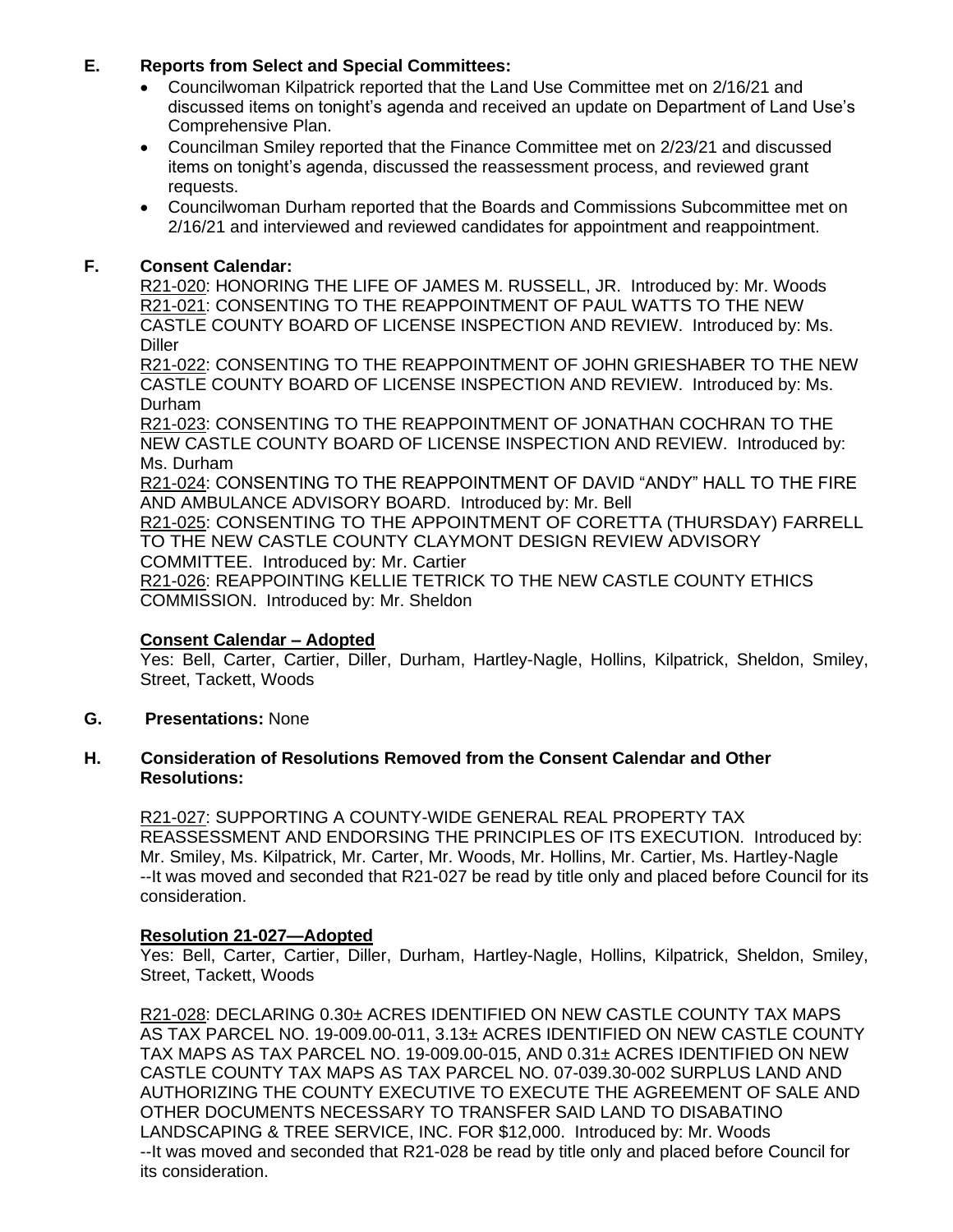## E. Reports from Select and Special Committees:

- Councilwoman Kilpatrick reported that the Land Use Committee met on 2/16/21 and discussed items on tonight's agenda and received an update on Department of Land Use's Comprehensive Plan.
- Councilman Smiley reported that the Finance Committee met on 2/23/21 and discussed items on tonight's agenda, discussed the reassessment process, and reviewed grant requests.
- Councilwoman Durham reported that the Boards and Commissions Subcommittee met on 2/16/21 and interviewed and reviewed candidates for appointment and reappointment.

## F. Consent Calendar:

R21-020: HONORING THE LIFE OF JAMES M. RUSSELL, JR. Introduced by: Mr. Woods

R21-021: CONSENTING TO THE REAPPOINTMENT OF PAUL WATTS TO THE NEW CASTLE COUNTY BOARD OF LICENSE INSPECTION AND REVIEW. Introduced by: Ms. Diller

R21-022: CONSENTING TO THE REAPPOINTMENT OF JOHN GRIESHABER TO THE NEW CASTLE COUNTY BOARD OF LICENSE INSPECTION AND REVIEW. Introduced by: Ms. Durham

R21-023: CONSENTING TO THE REAPPOINTMENT OF JONATHAN COCHRAN TO THE NEW CASTLE COUNTY BOARD OF LICENSE INSPECTION AND REVIEW. Introduced by: Ms. Durham

R21-024: CONSENTING TO THE REAPPOINTMENT OF DAVID "ANDY" HALL TO THE FIRE AND AMBULANCE ADVISORY BOARD. Introduced by: Mr. Bell

R21-025: CONSENTING TO THE APPOINTMENT OF CORETTA (THURSDAY) FARRELL TO THE NEW CASTLE COUNTY CLAYMONT DESIGN REVIEW ADVISORY COMMITTEE. Introduced by: Mr. Cartier

R21-026: REAPPOINTING KELLIE TETRICK TO THE NEW CASTLE COUNTY ETHICS COMMISSION. Introduced by: Mr. Sheldon

**Consent Calendar – Adopted**

Yes: Bell, Carter, Cartier, Diller, Durham, Hartley-Nagle, Hollins, Kilpatrick, Sheldon, Smiley, Street, Tackett, Woods

## G. Presentations: None

## H. Consideration of Resolutions Removed from the Consent Calendar and Other Resolutions:

R21-027: SUPPORTING A COUNTY-WIDE GENERAL REAL PROPERTY TAX REASSESSMENT AND ENDORSING THE PRINCIPLES OF ITS EXECUTION. Introduced by: Mr. Smiley, Ms. Kilpatrick, Mr. Carter, Mr. Woods, Mr. Hollins, Mr. Cartier, Ms. Hartley-Nagle
--It was moved and seconded that R21-027 be read by title only and placed before Council for its consideration.

**Resolution 21-027—Adopted**

Yes: Bell, Carter, Cartier, Diller, Durham, Hartley-Nagle, Hollins, Kilpatrick, Sheldon, Smiley, Street, Tackett, Woods

R21-028: DECLARING 0.30± ACRES IDENTIFIED ON NEW CASTLE COUNTY TAX MAPS AS TAX PARCEL NO. 19-009.00-011, 3.13± ACRES IDENTIFIED ON NEW CASTLE COUNTY TAX MAPS AS TAX PARCEL NO. 19-009.00-015, AND 0.31± ACRES IDENTIFIED ON NEW CASTLE COUNTY TAX MAPS AS TAX PARCEL NO. 07-039.30-002 SURPLUS LAND AND AUTHORIZING THE COUNTY EXECUTIVE TO EXECUTE THE AGREEMENT OF SALE AND OTHER DOCUMENTS NECESSARY TO TRANSFER SAID LAND TO DISABATINO LANDSCAPING & TREE SERVICE, INC. FOR $12,000. Introduced by: Mr. Woods
--It was moved and seconded that R21-028 be read by title only and placed before Council for its consideration.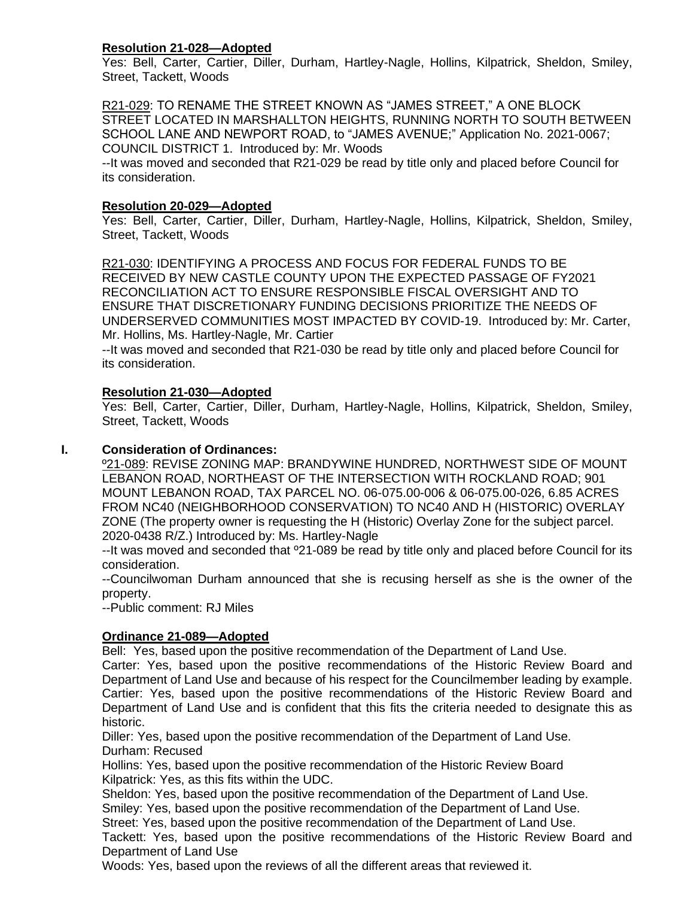**Resolution 21-028—Adopted**

Yes: Bell, Carter, Cartier, Diller, Durham, Hartley-Nagle, Hollins, Kilpatrick, Sheldon, Smiley, Street, Tackett, Woods

R21-029: TO RENAME THE STREET KNOWN AS "JAMES STREET," A ONE BLOCK STREET LOCATED IN MARSHALLTON HEIGHTS, RUNNING NORTH TO SOUTH BETWEEN SCHOOL LANE AND NEWPORT ROAD, to "JAMES AVENUE;" Application No. 2021-0067; COUNCIL DISTRICT 1. Introduced by: Mr. Woods

--It was moved and seconded that R21-029 be read by title only and placed before Council for its consideration.

**Resolution 20-029—Adopted**

Yes: Bell, Carter, Cartier, Diller, Durham, Hartley-Nagle, Hollins, Kilpatrick, Sheldon, Smiley, Street, Tackett, Woods

R21-030: IDENTIFYING A PROCESS AND FOCUS FOR FEDERAL FUNDS TO BE RECEIVED BY NEW CASTLE COUNTY UPON THE EXPECTED PASSAGE OF FY2021 RECONCILIATION ACT TO ENSURE RESPONSIBLE FISCAL OVERSIGHT AND TO ENSURE THAT DISCRETIONARY FUNDING DECISIONS PRIORITIZE THE NEEDS OF UNDERSERVED COMMUNITIES MOST IMPACTED BY COVID-19. Introduced by: Mr. Carter, Mr. Hollins, Ms. Hartley-Nagle, Mr. Cartier

--It was moved and seconded that R21-030 be read by title only and placed before Council for its consideration.

**Resolution 21-030—Adopted**

Yes: Bell, Carter, Cartier, Diller, Durham, Hartley-Nagle, Hollins, Kilpatrick, Sheldon, Smiley, Street, Tackett, Woods

## I. Consideration of Ordinances:

º21-089: REVISE ZONING MAP: BRANDYWINE HUNDRED, NORTHWEST SIDE OF MOUNT LEBANON ROAD, NORTHEAST OF THE INTERSECTION WITH ROCKLAND ROAD; 901 MOUNT LEBANON ROAD, TAX PARCEL NO. 06-075.00-006 & 06-075.00-026, 6.85 ACRES FROM NC40 (NEIGHBORHOOD CONSERVATION) TO NC40 AND H (HISTORIC) OVERLAY ZONE (The property owner is requesting the H (Historic) Overlay Zone for the subject parcel. 2020-0438 R/Z.) Introduced by: Ms. Hartley-Nagle

--It was moved and seconded that º21-089 be read by title only and placed before Council for its consideration.

--Councilwoman Durham announced that she is recusing herself as she is the owner of the property.

--Public comment: RJ Miles

**Ordinance 21-089—Adopted**

Bell: Yes, based upon the positive recommendation of the Department of Land Use.

Carter: Yes, based upon the positive recommendations of the Historic Review Board and Department of Land Use and because of his respect for the Councilmember leading by example.

Cartier: Yes, based upon the positive recommendations of the Historic Review Board and Department of Land Use and is confident that this fits the criteria needed to designate this as historic.

Diller: Yes, based upon the positive recommendation of the Department of Land Use.

Durham: Recused

Hollins: Yes, based upon the positive recommendation of the Historic Review Board

Kilpatrick: Yes, as this fits within the UDC.

Sheldon: Yes, based upon the positive recommendation of the Department of Land Use.

Smiley: Yes, based upon the positive recommendation of the Department of Land Use.

Street: Yes, based upon the positive recommendation of the Department of Land Use.

Tackett: Yes, based upon the positive recommendations of the Historic Review Board and Department of Land Use

Woods: Yes, based upon the reviews of all the different areas that reviewed it.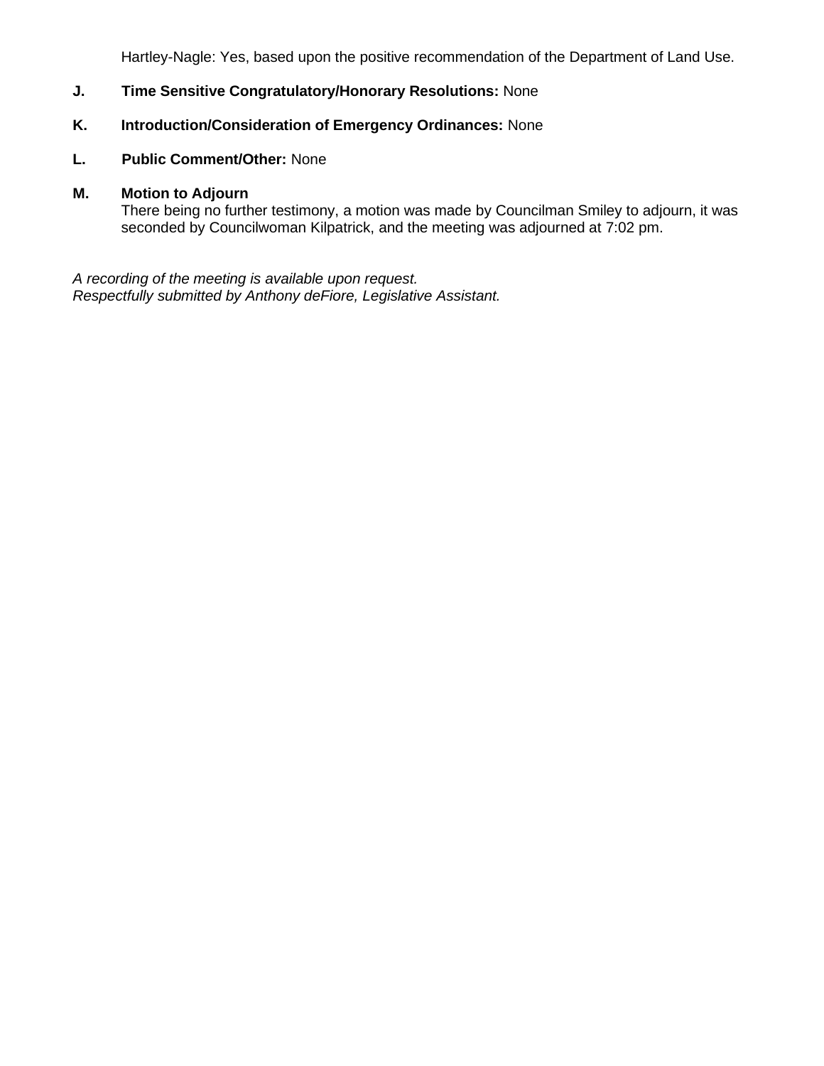Hartley-Nagle: Yes, based upon the positive recommendation of the Department of Land Use.

**J. Time Sensitive Congratulatory/Honorary Resolutions:** None

**K. Introduction/Consideration of Emergency Ordinances:** None

**L. Public Comment/Other:** None

**M. Motion to Adjourn**

There being no further testimony, a motion was made by Councilman Smiley to adjourn, it was seconded by Councilwoman Kilpatrick, and the meeting was adjourned at 7:02 pm.

*A recording of the meeting is available upon request.*
*Respectfully submitted by Anthony deFiore, Legislative Assistant.*